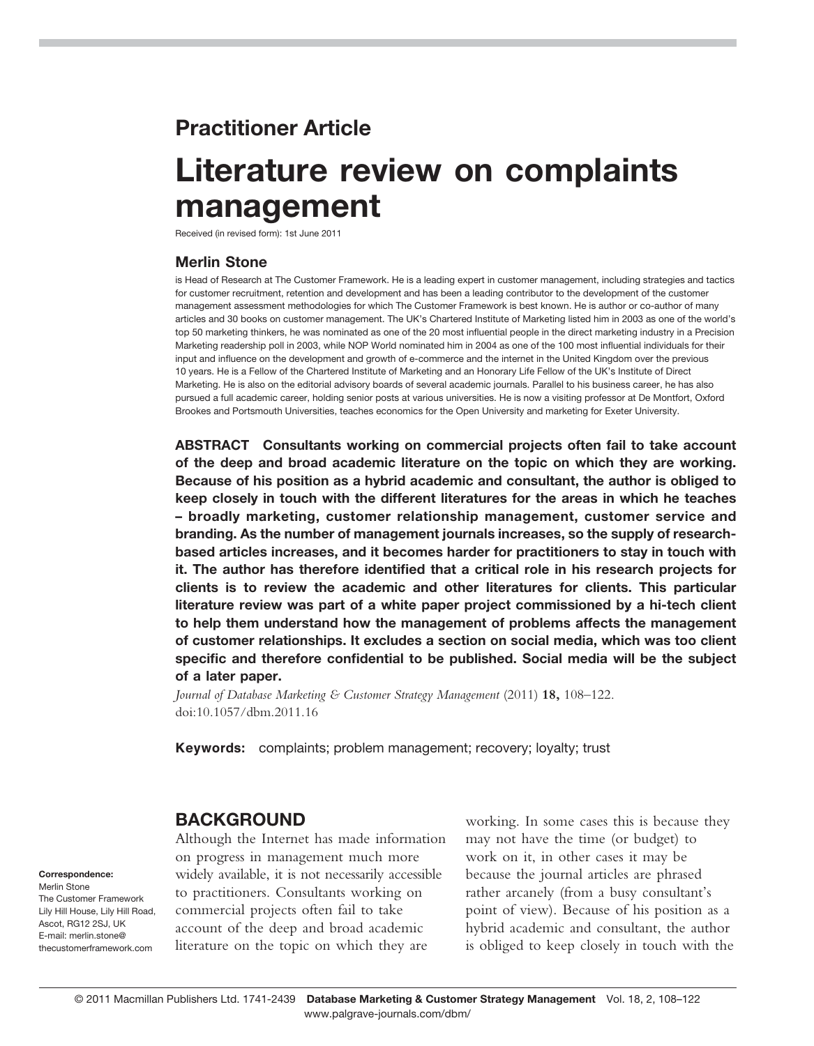**Practitioner Article**

# Literature review on complaints management

Received (in revised form): 1st June 2011

### Merlin Stone

is Head of Research at The Customer Framework. He is a leading expert in customer management, including strategies and tactics for customer recruitment, retention and development and has been a leading contributor to the development of the customer management assessment methodologies for which The Customer Framework is best known. He is author or co-author of many articles and 30 books on customer management. The UK's Chartered Institute of Marketing listed him in 2003 as one of the world's top 50 marketing thinkers, he was nominated as one of the 20 most influential people in the direct marketing industry in a Precision Marketing readership poll in 2003, while NOP World nominated him in 2004 as one of the 100 most influential individuals for their input and influence on the development and growth of e-commerce and the internet in the United Kingdom over the previous 10 years. He is a Fellow of the Chartered Institute of Marketing and an Honorary Life Fellow of the UK's Institute of Direct Marketing. He is also on the editorial advisory boards of several academic journals. Parallel to his business career, he has also pursued a full academic career, holding senior posts at various universities. He is now a visiting professor at De Montfort, Oxford Brookes and Portsmouth Universities, teaches economics for the Open University and marketing for Exeter University.

**ABSTRACT Consultants working on commercial projects often fail to take account of the deep and broad academic literature on the topic on which they are working. Because of his position as a hybrid academic and consultant, the author is obliged to keep closely in touch with the different literatures for the areas in which he teaches – broadly marketing, customer relationship management, customer service and branding. As the number of management journals increases, so the supply of research-based articles increases, and it becomes harder for practitioners to stay in touch with it. The author has therefore identified that a critical role in his research projects for clients is to review the academic and other literatures for clients. This particular literature review was part of a white paper project commissioned by a hi-tech client to help them understand how the management of problems affects the management of customer relationships. It excludes a section on social media, which was too client specific and therefore confidential to be published. Social media will be the subject of a later paper.**

*Journal of Database Marketing & Customer Strategy Management* (2011) **18,** 108–122. doi:10.1057/dbm.2011.16

**Keywords:** complaints; problem management; recovery; loyalty; trust

**Correspondence:**
Merlin Stone
The Customer Framework
Lily Hill House, Lily Hill Road, Ascot, RG12 2SJ, UK
E-mail: merlin.stone@thecustomerframework.com

## BACKGROUND

Although the Internet has made information on progress in management much more widely available, it is not necessarily accessible to practitioners. Consultants working on commercial projects often fail to take account of the deep and broad academic literature on the topic on which they are working. In some cases this is because they may not have the time (or budget) to work on it, in other cases it may be because the journal articles are phrased rather arcanely (from a busy consultant's point of view). Because of his position as a hybrid academic and consultant, the author is obliged to keep closely in touch with the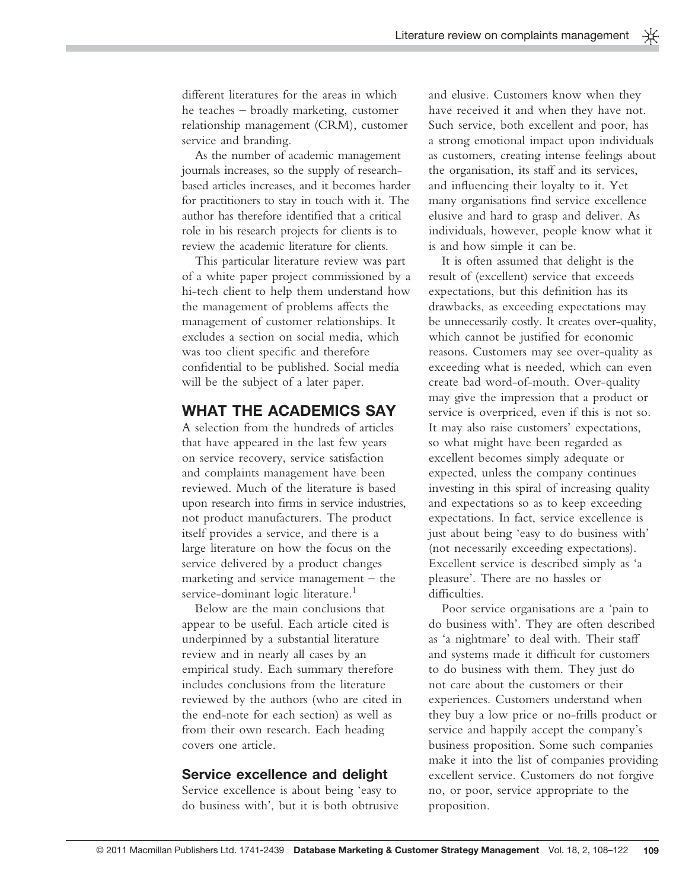different literatures for the areas in which he teaches – broadly marketing, customer relationship management (CRM), customer service and branding.

As the number of academic management journals increases, so the supply of research-based articles increases, and it becomes harder for practitioners to stay in touch with it. The author has therefore identified that a critical role in his research projects for clients is to review the academic literature for clients.

This particular literature review was part of a white paper project commissioned by a hi-tech client to help them understand how the management of problems affects the management of customer relationships. It excludes a section on social media, which was too client specific and therefore confidential to be published. Social media will be the subject of a later paper.

## WHAT THE ACADEMICS SAY

A selection from the hundreds of articles that have appeared in the last few years on service recovery, service satisfaction and complaints management have been reviewed. Much of the literature is based upon research into firms in service industries, not product manufacturers. The product itself provides a service, and there is a large literature on how the focus on the service delivered by a product changes marketing and service management – the service-dominant logic literature.[1]

Below are the main conclusions that appear to be useful. Each article cited is underpinned by a substantial literature review and in nearly all cases by an empirical study. Each summary therefore includes conclusions from the literature reviewed by the authors (who are cited in the end-note for each section) as well as from their own research. Each heading covers one article.

### Service excellence and delight

Service excellence is about being 'easy to do business with', but it is both obtrusive and elusive. Customers know when they have received it and when they have not. Such service, both excellent and poor, has a strong emotional impact upon individuals as customers, creating intense feelings about the organisation, its staff and its services, and influencing their loyalty to it. Yet many organisations find service excellence elusive and hard to grasp and deliver. As individuals, however, people know what it is and how simple it can be.

It is often assumed that delight is the result of (excellent) service that exceeds expectations, but this definition has its drawbacks, as exceeding expectations may be unnecessarily costly. It creates over-quality, which cannot be justified for economic reasons. Customers may see over-quality as exceeding what is needed, which can even create bad word-of-mouth. Over-quality may give the impression that a product or service is overpriced, even if this is not so. It may also raise customers' expectations, so what might have been regarded as excellent becomes simply adequate or expected, unless the company continues investing in this spiral of increasing quality and expectations so as to keep exceeding expectations. In fact, service excellence is just about being 'easy to do business with' (not necessarily exceeding expectations). Excellent service is described simply as 'a pleasure'. There are no hassles or difficulties.

Poor service organisations are a 'pain to do business with'. They are often described as 'a nightmare' to deal with. Their staff and systems made it difficult for customers to do business with them. They just do not care about the customers or their experiences. Customers understand when they buy a low price or no-frills product or service and happily accept the company's business proposition. Some such companies make it into the list of companies providing excellent service. Customers do not forgive no, or poor, service appropriate to the proposition.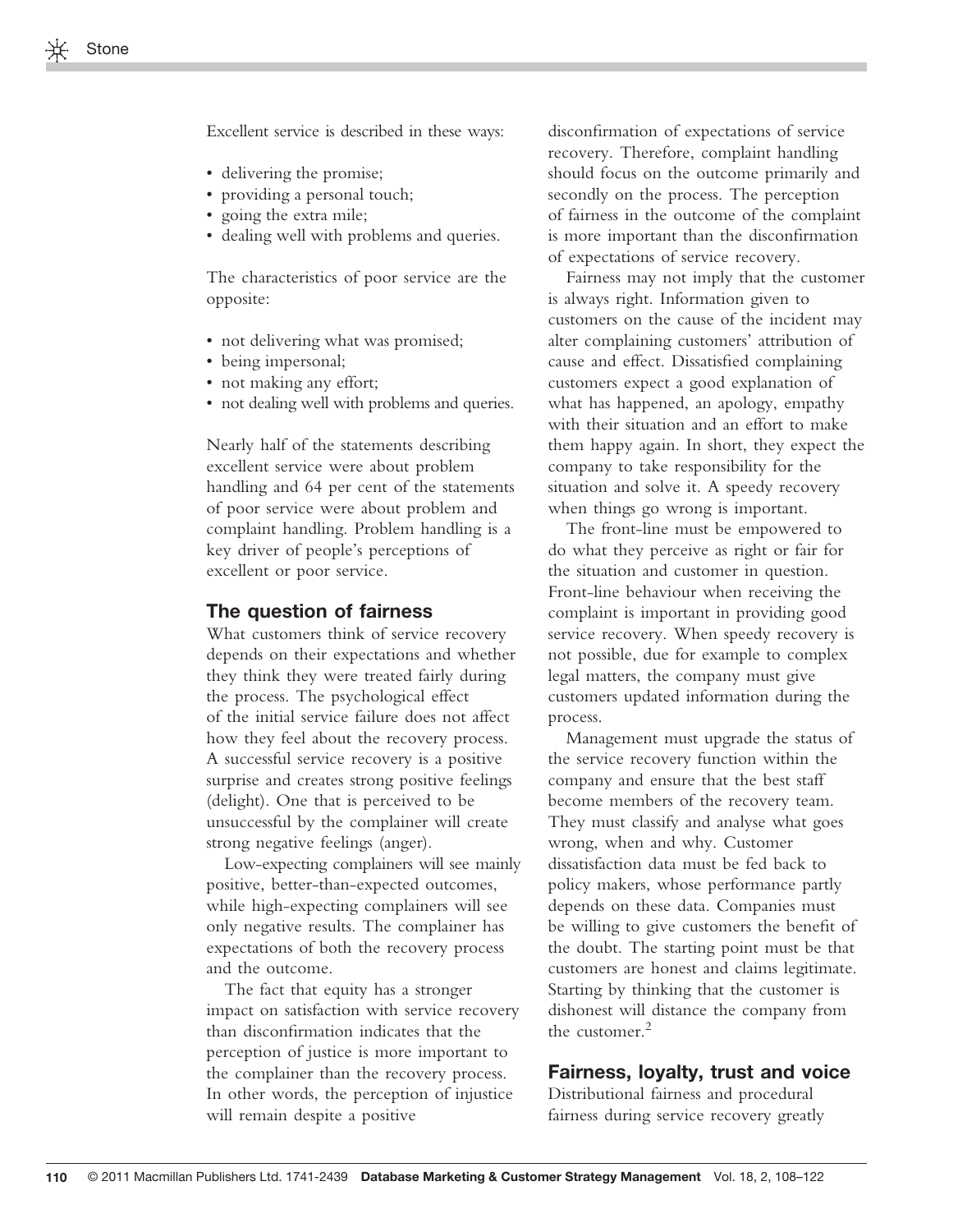Excellent service is described in these ways:

- delivering the promise;
- providing a personal touch;
- going the extra mile;
- dealing well with problems and queries.

The characteristics of poor service are the opposite:

- not delivering what was promised;
- being impersonal;
- not making any effort;
- not dealing well with problems and queries.

Nearly half of the statements describing excellent service were about problem handling and 64 per cent of the statements of poor service were about problem and complaint handling. Problem handling is a key driver of people's perceptions of excellent or poor service.

## The question of fairness

What customers think of service recovery depends on their expectations and whether they think they were treated fairly during the process. The psychological effect of the initial service failure does not affect how they feel about the recovery process. A successful service recovery is a positive surprise and creates strong positive feelings (delight). One that is perceived to be unsuccessful by the complainer will create strong negative feelings (anger).

Low-expecting complainers will see mainly positive, better-than-expected outcomes, while high-expecting complainers will see only negative results. The complainer has expectations of both the recovery process and the outcome.

The fact that equity has a stronger impact on satisfaction with service recovery than disconfirmation indicates that the perception of justice is more important to the complainer than the recovery process. In other words, the perception of injustice will remain despite a positive disconfirmation of expectations of service recovery. Therefore, complaint handling should focus on the outcome primarily and secondly on the process. The perception of fairness in the outcome of the complaint is more important than the disconfirmation of expectations of service recovery.

Fairness may not imply that the customer is always right. Information given to customers on the cause of the incident may alter complaining customers' attribution of cause and effect. Dissatisfied complaining customers expect a good explanation of what has happened, an apology, empathy with their situation and an effort to make them happy again. In short, they expect the company to take responsibility for the situation and solve it. A speedy recovery when things go wrong is important.

The front-line must be empowered to do what they perceive as right or fair for the situation and customer in question. Front-line behaviour when receiving the complaint is important in providing good service recovery. When speedy recovery is not possible, due for example to complex legal matters, the company must give customers updated information during the process.

Management must upgrade the status of the service recovery function within the company and ensure that the best staff become members of the recovery team. They must classify and analyse what goes wrong, when and why. Customer dissatisfaction data must be fed back to policy makers, whose performance partly depends on these data. Companies must be willing to give customers the benefit of the doubt. The starting point must be that customers are honest and claims legitimate. Starting by thinking that the customer is dishonest will distance the company from the customer.[2]

## Fairness, loyalty, trust and voice

Distributional fairness and procedural fairness during service recovery greatly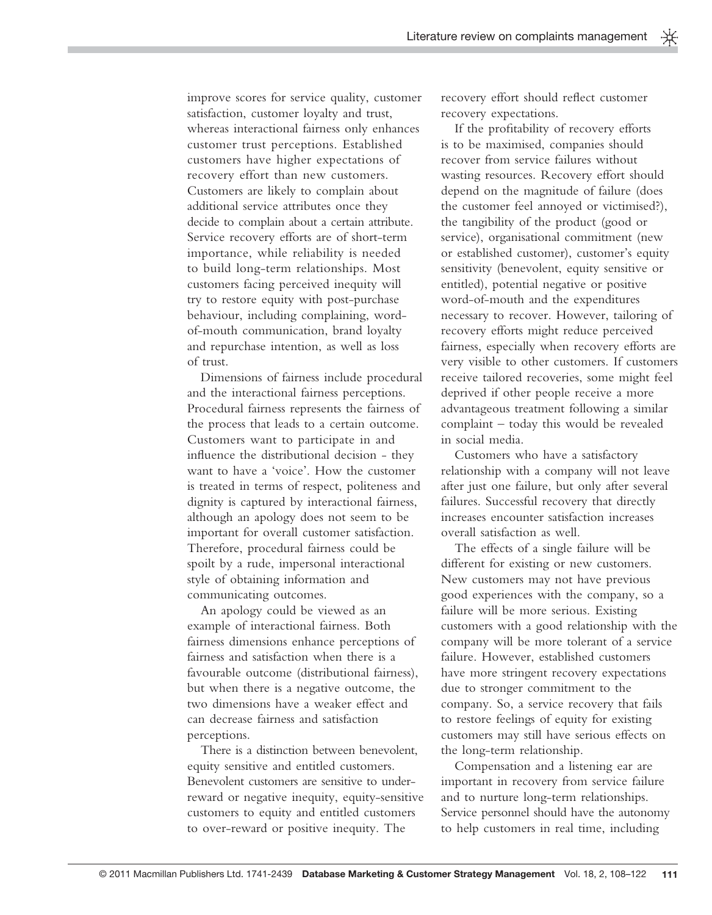improve scores for service quality, customer satisfaction, customer loyalty and trust, whereas interactional fairness only enhances customer trust perceptions. Established customers have higher expectations of recovery effort than new customers. Customers are likely to complain about additional service attributes once they decide to complain about a certain attribute. Service recovery efforts are of short-term importance, while reliability is needed to build long-term relationships. Most customers facing perceived inequity will try to restore equity with post-purchase behaviour, including complaining, word-of-mouth communication, brand loyalty and repurchase intention, as well as loss of trust.

Dimensions of fairness include procedural and the interactional fairness perceptions. Procedural fairness represents the fairness of the process that leads to a certain outcome. Customers want to participate in and influence the distributional decision - they want to have a 'voice'. How the customer is treated in terms of respect, politeness and dignity is captured by interactional fairness, although an apology does not seem to be important for overall customer satisfaction. Therefore, procedural fairness could be spoilt by a rude, impersonal interactional style of obtaining information and communicating outcomes.

An apology could be viewed as an example of interactional fairness. Both fairness dimensions enhance perceptions of fairness and satisfaction when there is a favourable outcome (distributional fairness), but when there is a negative outcome, the two dimensions have a weaker effect and can decrease fairness and satisfaction perceptions.

There is a distinction between benevolent, equity sensitive and entitled customers. Benevolent customers are sensitive to under-reward or negative inequity, equity-sensitive customers to equity and entitled customers to over-reward or positive inequity. The recovery effort should reflect customer recovery expectations.

If the profitability of recovery efforts is to be maximised, companies should recover from service failures without wasting resources. Recovery effort should depend on the magnitude of failure (does the customer feel annoyed or victimised?), the tangibility of the product (good or service), organisational commitment (new or established customer), customer's equity sensitivity (benevolent, equity sensitive or entitled), potential negative or positive word-of-mouth and the expenditures necessary to recover. However, tailoring of recovery efforts might reduce perceived fairness, especially when recovery efforts are very visible to other customers. If customers receive tailored recoveries, some might feel deprived if other people receive a more advantageous treatment following a similar complaint – today this would be revealed in social media.

Customers who have a satisfactory relationship with a company will not leave after just one failure, but only after several failures. Successful recovery that directly increases encounter satisfaction increases overall satisfaction as well.

The effects of a single failure will be different for existing or new customers. New customers may not have previous good experiences with the company, so a failure will be more serious. Existing customers with a good relationship with the company will be more tolerant of a service failure. However, established customers have more stringent recovery expectations due to stronger commitment to the company. So, a service recovery that fails to restore feelings of equity for existing customers may still have serious effects on the long-term relationship.

Compensation and a listening ear are important in recovery from service failure and to nurture long-term relationships. Service personnel should have the autonomy to help customers in real time, including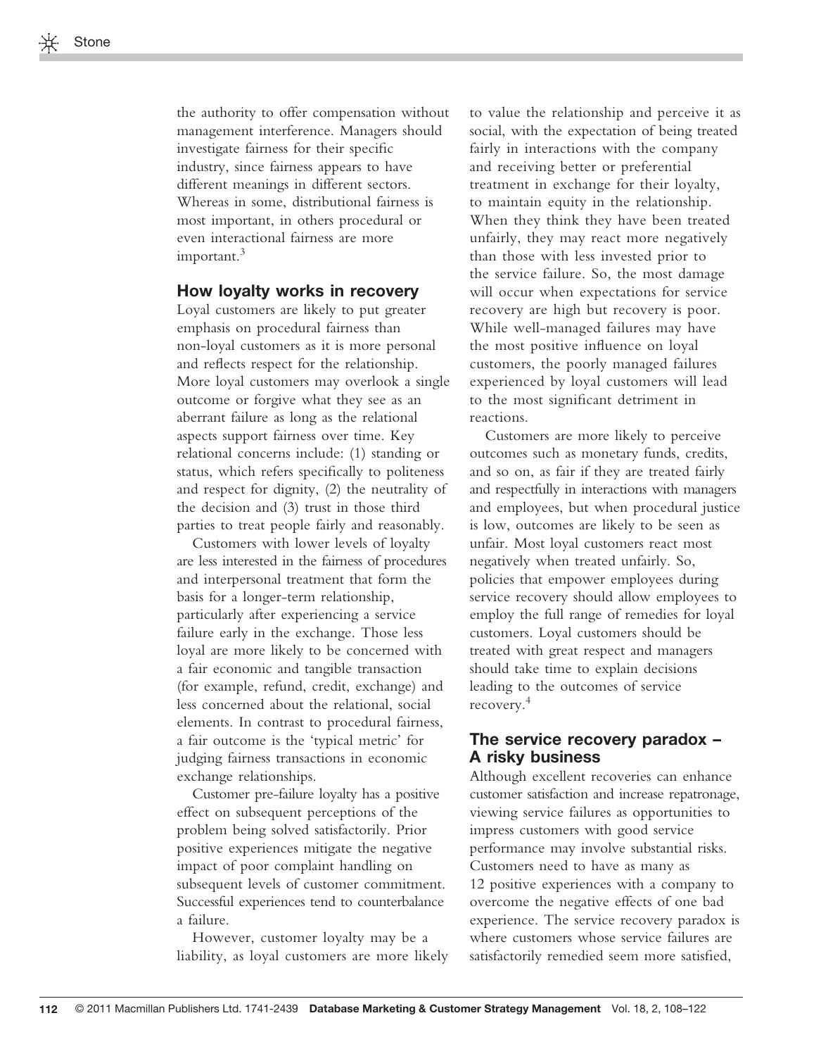the authority to offer compensation without management interference. Managers should investigate fairness for their specific industry, since fairness appears to have different meanings in different sectors. Whereas in some, distributional fairness is most important, in others procedural or even interactional fairness are more important.[3]

## How loyalty works in recovery

Loyal customers are likely to put greater emphasis on procedural fairness than non-loyal customers as it is more personal and reflects respect for the relationship. More loyal customers may overlook a single outcome or forgive what they see as an aberrant failure as long as the relational aspects support fairness over time. Key relational concerns include: (1) standing or status, which refers specifically to politeness and respect for dignity, (2) the neutrality of the decision and (3) trust in those third parties to treat people fairly and reasonably.

Customers with lower levels of loyalty are less interested in the fairness of procedures and interpersonal treatment that form the basis for a longer-term relationship, particularly after experiencing a service failure early in the exchange. Those less loyal are more likely to be concerned with a fair economic and tangible transaction (for example, refund, credit, exchange) and less concerned about the relational, social elements. In contrast to procedural fairness, a fair outcome is the 'typical metric' for judging fairness transactions in economic exchange relationships.

Customer pre-failure loyalty has a positive effect on subsequent perceptions of the problem being solved satisfactorily. Prior positive experiences mitigate the negative impact of poor complaint handling on subsequent levels of customer commitment. Successful experiences tend to counterbalance a failure.

However, customer loyalty may be a liability, as loyal customers are more likely to value the relationship and perceive it as social, with the expectation of being treated fairly in interactions with the company and receiving better or preferential treatment in exchange for their loyalty, to maintain equity in the relationship. When they think they have been treated unfairly, they may react more negatively than those with less invested prior to the service failure. So, the most damage will occur when expectations for service recovery are high but recovery is poor. While well-managed failures may have the most positive influence on loyal customers, the poorly managed failures experienced by loyal customers will lead to the most significant detriment in reactions.

Customers are more likely to perceive outcomes such as monetary funds, credits, and so on, as fair if they are treated fairly and respectfully in interactions with managers and employees, but when procedural justice is low, outcomes are likely to be seen as unfair. Most loyal customers react most negatively when treated unfairly. So, policies that empower employees during service recovery should allow employees to employ the full range of remedies for loyal customers. Loyal customers should be treated with great respect and managers should take time to explain decisions leading to the outcomes of service recovery.[4]

## The service recovery paradox – A risky business

Although excellent recoveries can enhance customer satisfaction and increase repatronage, viewing service failures as opportunities to impress customers with good service performance may involve substantial risks. Customers need to have as many as 12 positive experiences with a company to overcome the negative effects of one bad experience. The service recovery paradox is where customers whose service failures are satisfactorily remedied seem more satisfied,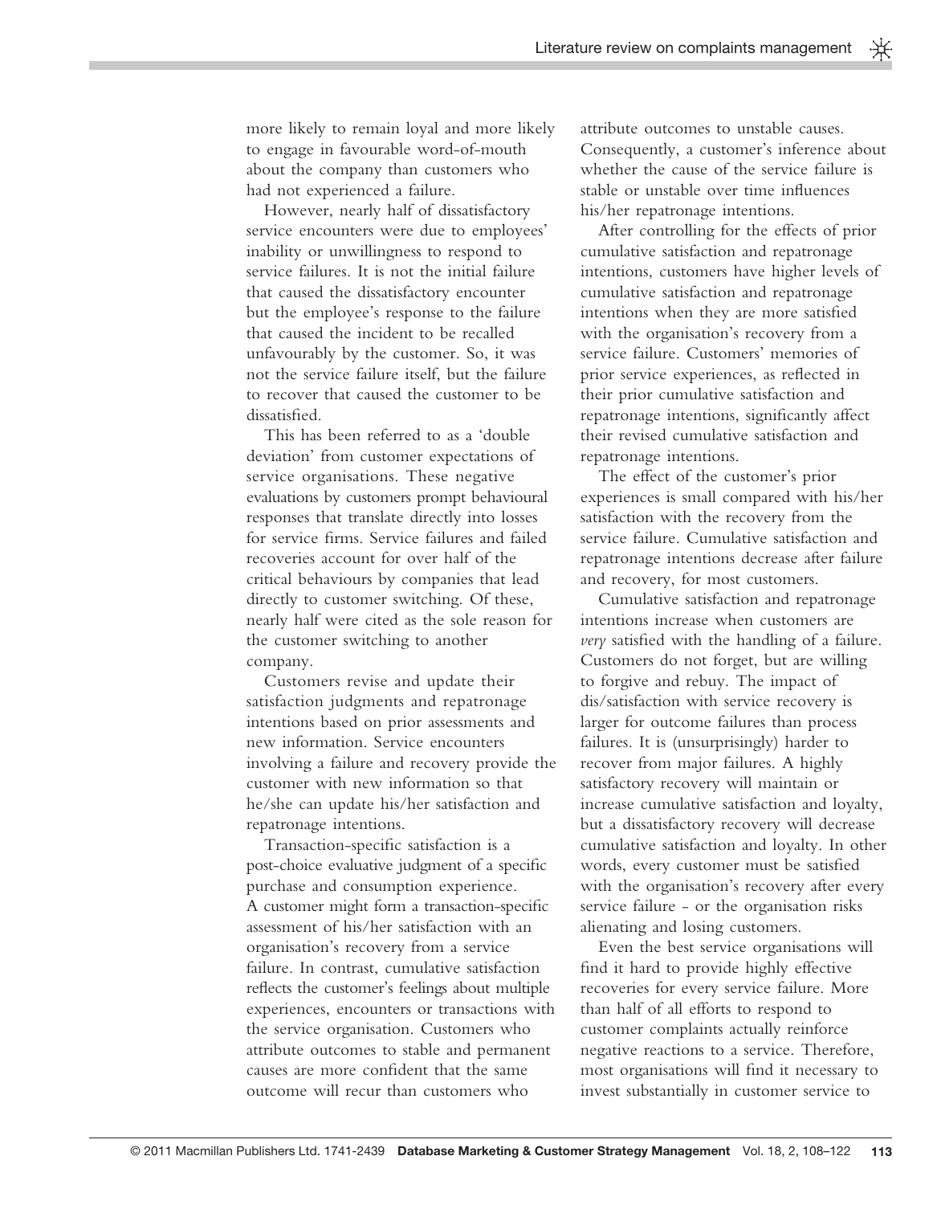more likely to remain loyal and more likely to engage in favourable word-of-mouth about the company than customers who had not experienced a failure.

However, nearly half of dissatisfactory service encounters were due to employees' inability or unwillingness to respond to service failures. It is not the initial failure that caused the dissatisfactory encounter but the employee's response to the failure that caused the incident to be recalled unfavourably by the customer. So, it was not the service failure itself, but the failure to recover that caused the customer to be dissatisfied.

This has been referred to as a 'double deviation' from customer expectations of service organisations. These negative evaluations by customers prompt behavioural responses that translate directly into losses for service firms. Service failures and failed recoveries account for over half of the critical behaviours by companies that lead directly to customer switching. Of these, nearly half were cited as the sole reason for the customer switching to another company.

Customers revise and update their satisfaction judgments and repatronage intentions based on prior assessments and new information. Service encounters involving a failure and recovery provide the customer with new information so that he/she can update his/her satisfaction and repatronage intentions.

Transaction-specific satisfaction is a post-choice evaluative judgment of a specific purchase and consumption experience. A customer might form a transaction-specific assessment of his/her satisfaction with an organisation's recovery from a service failure. In contrast, cumulative satisfaction reflects the customer's feelings about multiple experiences, encounters or transactions with the service organisation. Customers who attribute outcomes to stable and permanent causes are more confident that the same outcome will recur than customers who attribute outcomes to unstable causes. Consequently, a customer's inference about whether the cause of the service failure is stable or unstable over time influences his/her repatronage intentions.

After controlling for the effects of prior cumulative satisfaction and repatronage intentions, customers have higher levels of cumulative satisfaction and repatronage intentions when they are more satisfied with the organisation's recovery from a service failure. Customers' memories of prior service experiences, as reflected in their prior cumulative satisfaction and repatronage intentions, significantly affect their revised cumulative satisfaction and repatronage intentions.

The effect of the customer's prior experiences is small compared with his/her satisfaction with the recovery from the service failure. Cumulative satisfaction and repatronage intentions decrease after failure and recovery, for most customers.

Cumulative satisfaction and repatronage intentions increase when customers are *very* satisfied with the handling of a failure. Customers do not forget, but are willing to forgive and rebuy. The impact of dis/satisfaction with service recovery is larger for outcome failures than process failures. It is (unsurprisingly) harder to recover from major failures. A highly satisfactory recovery will maintain or increase cumulative satisfaction and loyalty, but a dissatisfactory recovery will decrease cumulative satisfaction and loyalty. In other words, every customer must be satisfied with the organisation's recovery after every service failure - or the organisation risks alienating and losing customers.

Even the best service organisations will find it hard to provide highly effective recoveries for every service failure. More than half of all efforts to respond to customer complaints actually reinforce negative reactions to a service. Therefore, most organisations will find it necessary to invest substantially in customer service to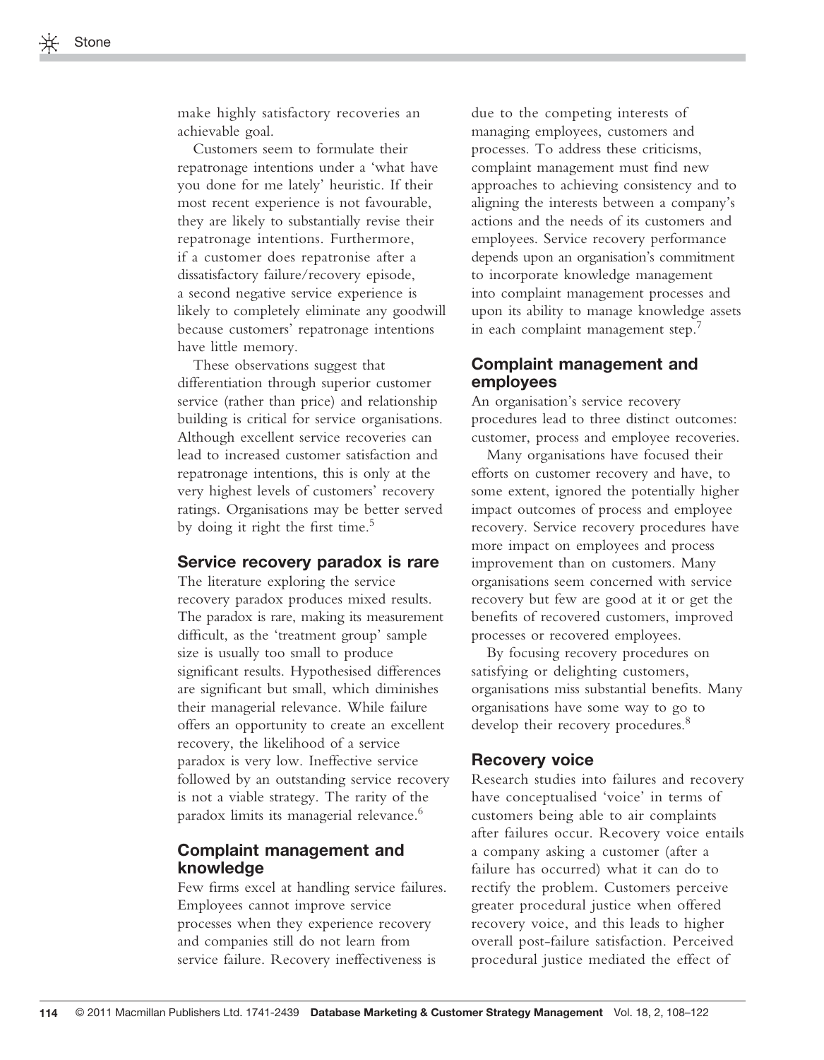make highly satisfactory recoveries an achievable goal.

Customers seem to formulate their repatronage intentions under a 'what have you done for me lately' heuristic. If their most recent experience is not favourable, they are likely to substantially revise their repatronage intentions. Furthermore, if a customer does repatronise after a dissatisfactory failure/recovery episode, a second negative service experience is likely to completely eliminate any goodwill because customers' repatronage intentions have little memory.

These observations suggest that differentiation through superior customer service (rather than price) and relationship building is critical for service organisations. Although excellent service recoveries can lead to increased customer satisfaction and repatronage intentions, this is only at the very highest levels of customers' recovery ratings. Organisations may be better served by doing it right the first time.[5]

## Service recovery paradox is rare

The literature exploring the service recovery paradox produces mixed results. The paradox is rare, making its measurement difficult, as the 'treatment group' sample size is usually too small to produce significant results. Hypothesised differences are significant but small, which diminishes their managerial relevance. While failure offers an opportunity to create an excellent recovery, the likelihood of a service paradox is very low. Ineffective service followed by an outstanding service recovery is not a viable strategy. The rarity of the paradox limits its managerial relevance.[6]

## Complaint management and knowledge

Few firms excel at handling service failures. Employees cannot improve service processes when they experience recovery and companies still do not learn from service failure. Recovery ineffectiveness is due to the competing interests of managing employees, customers and processes. To address these criticisms, complaint management must find new approaches to achieving consistency and to aligning the interests between a company's actions and the needs of its customers and employees. Service recovery performance depends upon an organisation's commitment to incorporate knowledge management into complaint management processes and upon its ability to manage knowledge assets in each complaint management step.[7]

## Complaint management and employees

An organisation's service recovery procedures lead to three distinct outcomes: customer, process and employee recoveries.

Many organisations have focused their efforts on customer recovery and have, to some extent, ignored the potentially higher impact outcomes of process and employee recovery. Service recovery procedures have more impact on employees and process improvement than on customers. Many organisations seem concerned with service recovery but few are good at it or get the benefits of recovered customers, improved processes or recovered employees.

By focusing recovery procedures on satisfying or delighting customers, organisations miss substantial benefits. Many organisations have some way to go to develop their recovery procedures.[8]

## Recovery voice

Research studies into failures and recovery have conceptualised 'voice' in terms of customers being able to air complaints after failures occur. Recovery voice entails a company asking a customer (after a failure has occurred) what it can do to rectify the problem. Customers perceive greater procedural justice when offered recovery voice, and this leads to higher overall post-failure satisfaction. Perceived procedural justice mediated the effect of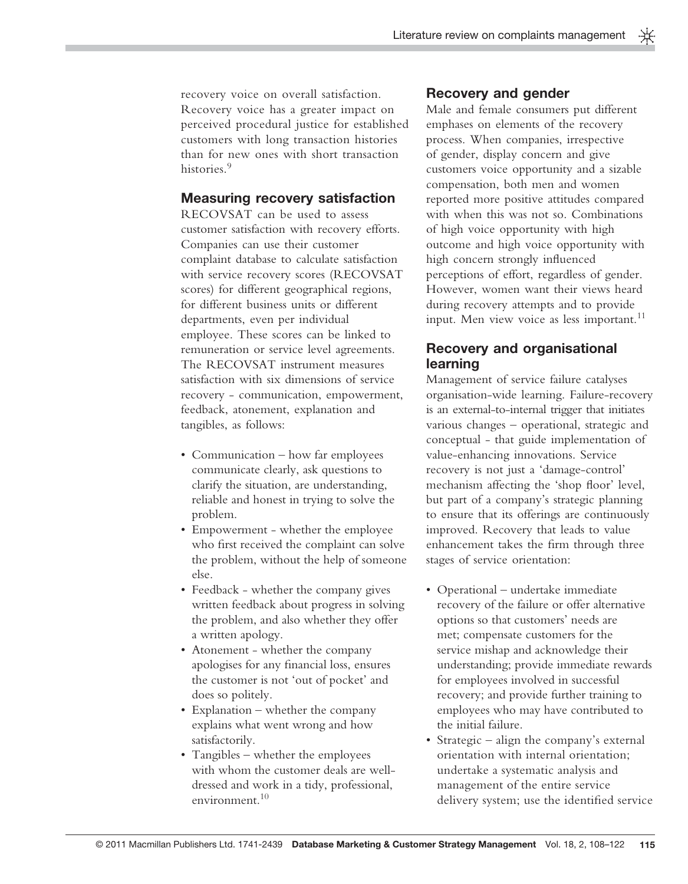recovery voice on overall satisfaction. Recovery voice has a greater impact on perceived procedural justice for established customers with long transaction histories than for new ones with short transaction histories.[9]

### Measuring recovery satisfaction

RECOVSAT can be used to assess customer satisfaction with recovery efforts. Companies can use their customer complaint database to calculate satisfaction with service recovery scores (RECOVSAT scores) for different geographical regions, for different business units or different departments, even per individual employee. These scores can be linked to remuneration or service level agreements. The RECOVSAT instrument measures satisfaction with six dimensions of service recovery - communication, empowerment, feedback, atonement, explanation and tangibles, as follows:

- Communication – how far employees communicate clearly, ask questions to clarify the situation, are understanding, reliable and honest in trying to solve the problem.
- Empowerment - whether the employee who first received the complaint can solve the problem, without the help of someone else.
- Feedback - whether the company gives written feedback about progress in solving the problem, and also whether they offer a written apology.
- Atonement - whether the company apologises for any financial loss, ensures the customer is not 'out of pocket' and does so politely.
- Explanation – whether the company explains what went wrong and how satisfactorily.
- Tangibles – whether the employees with whom the customer deals are well-dressed and work in a tidy, professional, environment.[10]

### Recovery and gender

Male and female consumers put different emphases on elements of the recovery process. When companies, irrespective of gender, display concern and give customers voice opportunity and a sizable compensation, both men and women reported more positive attitudes compared with when this was not so. Combinations of high voice opportunity with high outcome and high voice opportunity with high concern strongly influenced perceptions of effort, regardless of gender. However, women want their views heard during recovery attempts and to provide input. Men view voice as less important.[11]

### Recovery and organisational learning

Management of service failure catalyses organisation-wide learning. Failure-recovery is an external-to-internal trigger that initiates various changes – operational, strategic and conceptual - that guide implementation of value-enhancing innovations. Service recovery is not just a 'damage-control' mechanism affecting the 'shop floor' level, but part of a company's strategic planning to ensure that its offerings are continuously improved. Recovery that leads to value enhancement takes the firm through three stages of service orientation:

- Operational – undertake immediate recovery of the failure or offer alternative options so that customers' needs are met; compensate customers for the service mishap and acknowledge their understanding; provide immediate rewards for employees involved in successful recovery; and provide further training to employees who may have contributed to the initial failure.
- Strategic – align the company's external orientation with internal orientation; undertake a systematic analysis and management of the entire service delivery system; use the identified service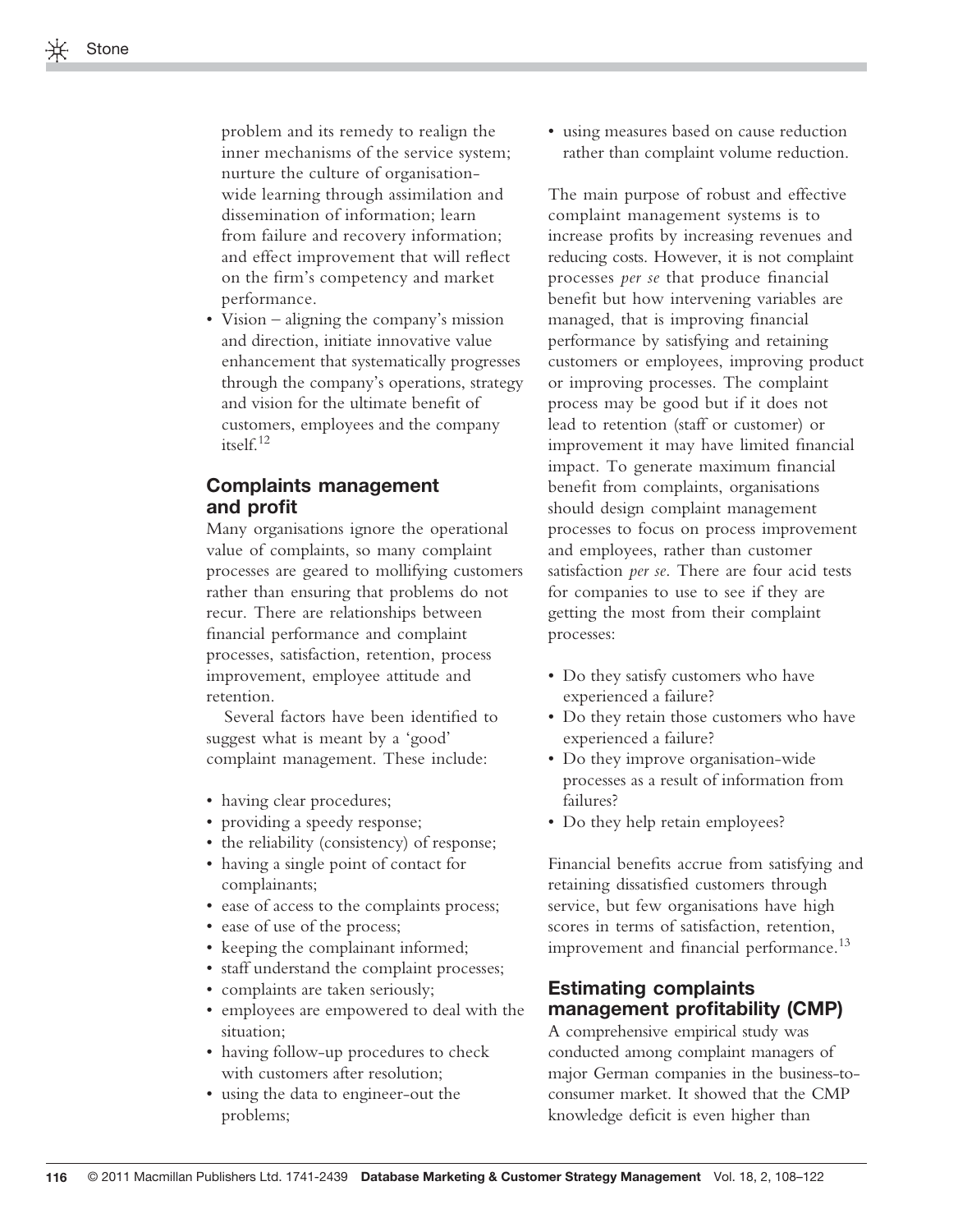problem and its remedy to realign the inner mechanisms of the service system; nurture the culture of organisation-wide learning through assimilation and dissemination of information; learn from failure and recovery information; and effect improvement that will reflect on the firm's competency and market performance.
- Vision – aligning the company's mission and direction, initiate innovative value enhancement that systematically progresses through the company's operations, strategy and vision for the ultimate benefit of customers, employees and the company itself.[12]

## Complaints management and profit

Many organisations ignore the operational value of complaints, so many complaint processes are geared to mollifying customers rather than ensuring that problems do not recur. There are relationships between financial performance and complaint processes, satisfaction, retention, process improvement, employee attitude and retention.

Several factors have been identified to suggest what is meant by a 'good' complaint management. These include:

- having clear procedures;
- providing a speedy response;
- the reliability (consistency) of response;
- having a single point of contact for complainants;
- ease of access to the complaints process;
- ease of use of the process;
- keeping the complainant informed;
- staff understand the complaint processes;
- complaints are taken seriously;
- employees are empowered to deal with the situation;
- having follow-up procedures to check with customers after resolution;
- using the data to engineer-out the problems;
- using measures based on cause reduction rather than complaint volume reduction.

The main purpose of robust and effective complaint management systems is to increase profits by increasing revenues and reducing costs. However, it is not complaint processes *per se* that produce financial benefit but how intervening variables are managed, that is improving financial performance by satisfying and retaining customers or employees, improving product or improving processes. The complaint process may be good but if it does not lead to retention (staff or customer) or improvement it may have limited financial impact. To generate maximum financial benefit from complaints, organisations should design complaint management processes to focus on process improvement and employees, rather than customer satisfaction *per se*. There are four acid tests for companies to use to see if they are getting the most from their complaint processes:

- Do they satisfy customers who have experienced a failure?
- Do they retain those customers who have experienced a failure?
- Do they improve organisation-wide processes as a result of information from failures?
- Do they help retain employees?

Financial benefits accrue from satisfying and retaining dissatisfied customers through service, but few organisations have high scores in terms of satisfaction, retention, improvement and financial performance.[13]

## Estimating complaints management profitability (CMP)

A comprehensive empirical study was conducted among complaint managers of major German companies in the business-to-consumer market. It showed that the CMP knowledge deficit is even higher than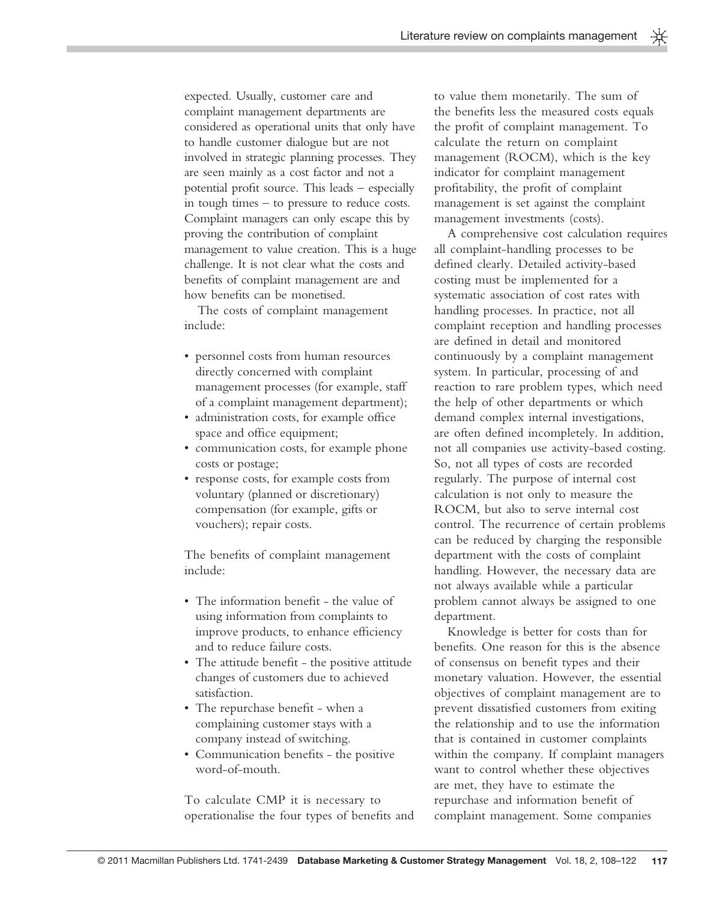expected. Usually, customer care and complaint management departments are considered as operational units that only have to handle customer dialogue but are not involved in strategic planning processes. They are seen mainly as a cost factor and not a potential profit source. This leads – especially in tough times – to pressure to reduce costs. Complaint managers can only escape this by proving the contribution of complaint management to value creation. This is a huge challenge. It is not clear what the costs and benefits of complaint management are and how benefits can be monetised.

The costs of complaint management include:

- personnel costs from human resources directly concerned with complaint management processes (for example, staff of a complaint management department);
- administration costs, for example office space and office equipment;
- communication costs, for example phone costs or postage;
- response costs, for example costs from voluntary (planned or discretionary) compensation (for example, gifts or vouchers); repair costs.

The benefits of complaint management include:

- The information benefit - the value of using information from complaints to improve products, to enhance efficiency and to reduce failure costs.
- The attitude benefit - the positive attitude changes of customers due to achieved satisfaction.
- The repurchase benefit - when a complaining customer stays with a company instead of switching.
- Communication benefits - the positive word-of-mouth.

To calculate CMP it is necessary to operationalise the four types of benefits and to value them monetarily. The sum of the benefits less the measured costs equals the profit of complaint management. To calculate the return on complaint management (ROCM), which is the key indicator for complaint management profitability, the profit of complaint management is set against the complaint management investments (costs).

A comprehensive cost calculation requires all complaint-handling processes to be defined clearly. Detailed activity-based costing must be implemented for a systematic association of cost rates with handling processes. In practice, not all complaint reception and handling processes are defined in detail and monitored continuously by a complaint management system. In particular, processing of and reaction to rare problem types, which need the help of other departments or which demand complex internal investigations, are often defined incompletely. In addition, not all companies use activity-based costing. So, not all types of costs are recorded regularly. The purpose of internal cost calculation is not only to measure the ROCM, but also to serve internal cost control. The recurrence of certain problems can be reduced by charging the responsible department with the costs of complaint handling. However, the necessary data are not always available while a particular problem cannot always be assigned to one department.

Knowledge is better for costs than for benefits. One reason for this is the absence of consensus on benefit types and their monetary valuation. However, the essential objectives of complaint management are to prevent dissatisfied customers from exiting the relationship and to use the information that is contained in customer complaints within the company. If complaint managers want to control whether these objectives are met, they have to estimate the repurchase and information benefit of complaint management. Some companies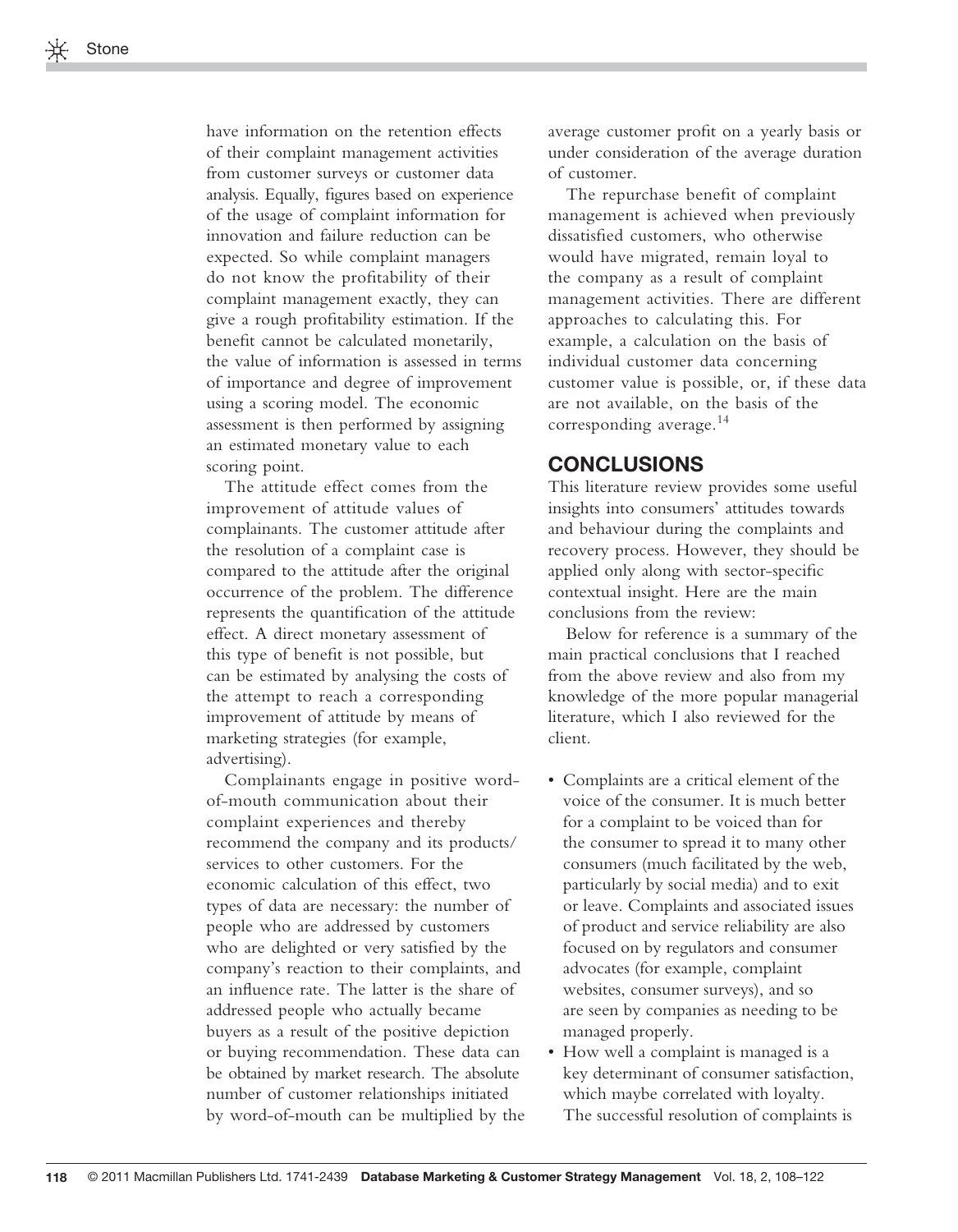have information on the retention effects of their complaint management activities from customer surveys or customer data analysis. Equally, figures based on experience of the usage of complaint information for innovation and failure reduction can be expected. So while complaint managers do not know the profitability of their complaint management exactly, they can give a rough profitability estimation. If the benefit cannot be calculated monetarily, the value of information is assessed in terms of importance and degree of improvement using a scoring model. The economic assessment is then performed by assigning an estimated monetary value to each scoring point.

The attitude effect comes from the improvement of attitude values of complainants. The customer attitude after the resolution of a complaint case is compared to the attitude after the original occurrence of the problem. The difference represents the quantification of the attitude effect. A direct monetary assessment of this type of benefit is not possible, but can be estimated by analysing the costs of the attempt to reach a corresponding improvement of attitude by means of marketing strategies (for example, advertising).

Complainants engage in positive word-of-mouth communication about their complaint experiences and thereby recommend the company and its products/services to other customers. For the economic calculation of this effect, two types of data are necessary: the number of people who are addressed by customers who are delighted or very satisfied by the company's reaction to their complaints, and an influence rate. The latter is the share of addressed people who actually became buyers as a result of the positive depiction or buying recommendation. These data can be obtained by market research. The absolute number of customer relationships initiated by word-of-mouth can be multiplied by the average customer profit on a yearly basis or under consideration of the average duration of customer.

The repurchase benefit of complaint management is achieved when previously dissatisfied customers, who otherwise would have migrated, remain loyal to the company as a result of complaint management activities. There are different approaches to calculating this. For example, a calculation on the basis of individual customer data concerning customer value is possible, or, if these data are not available, on the basis of the corresponding average.[14]

## CONCLUSIONS

This literature review provides some useful insights into consumers' attitudes towards and behaviour during the complaints and recovery process. However, they should be applied only along with sector-specific contextual insight. Here are the main conclusions from the review:

Below for reference is a summary of the main practical conclusions that I reached from the above review and also from my knowledge of the more popular managerial literature, which I also reviewed for the client.

- Complaints are a critical element of the voice of the consumer. It is much better for a complaint to be voiced than for the consumer to spread it to many other consumers (much facilitated by the web, particularly by social media) and to exit or leave. Complaints and associated issues of product and service reliability are also focused on by regulators and consumer advocates (for example, complaint websites, consumer surveys), and so are seen by companies as needing to be managed properly.
- How well a complaint is managed is a key determinant of consumer satisfaction, which maybe correlated with loyalty. The successful resolution of complaints is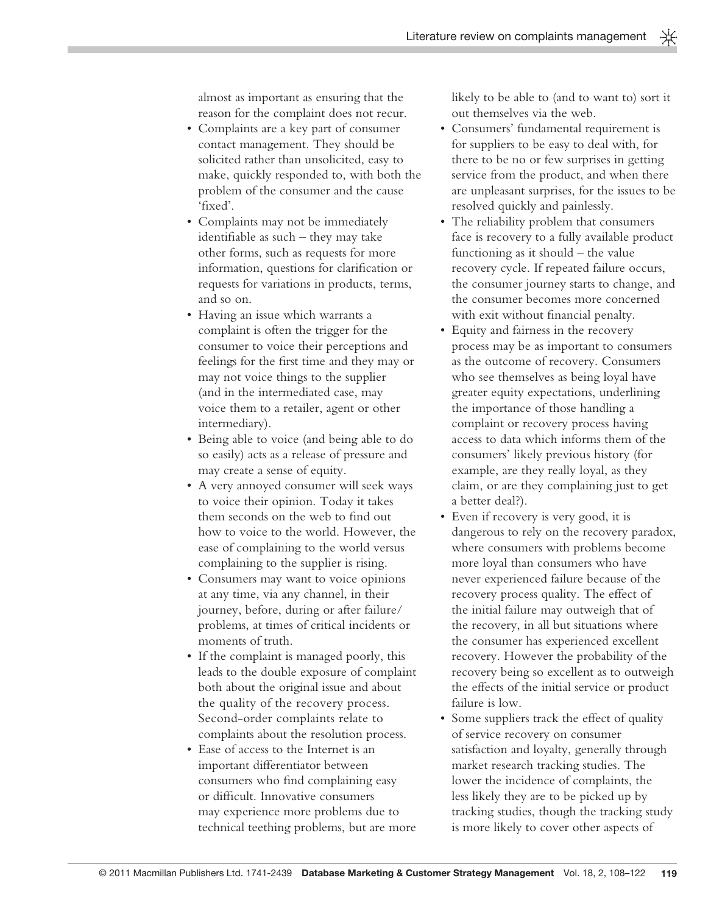almost as important as ensuring that the reason for the complaint does not recur.

- Complaints are a key part of consumer contact management. They should be solicited rather than unsolicited, easy to make, quickly responded to, with both the problem of the consumer and the cause 'fixed'.
- Complaints may not be immediately identifiable as such – they may take other forms, such as requests for more information, questions for clarification or requests for variations in products, terms, and so on.
- Having an issue which warrants a complaint is often the trigger for the consumer to voice their perceptions and feelings for the first time and they may or may not voice things to the supplier (and in the intermediated case, may voice them to a retailer, agent or other intermediary).
- Being able to voice (and being able to do so easily) acts as a release of pressure and may create a sense of equity.
- A very annoyed consumer will seek ways to voice their opinion. Today it takes them seconds on the web to find out how to voice to the world. However, the ease of complaining to the world versus complaining to the supplier is rising.
- Consumers may want to voice opinions at any time, via any channel, in their journey, before, during or after failure/problems, at times of critical incidents or moments of truth.
- If the complaint is managed poorly, this leads to the double exposure of complaint both about the original issue and about the quality of the recovery process. Second-order complaints relate to complaints about the resolution process.
- Ease of access to the Internet is an important differentiator between consumers who find complaining easy or difficult. Innovative consumers may experience more problems due to technical teething problems, but are more likely to be able to (and to want to) sort it out themselves via the web.
- Consumers' fundamental requirement is for suppliers to be easy to deal with, for there to be no or few surprises in getting service from the product, and when there are unpleasant surprises, for the issues to be resolved quickly and painlessly.
- The reliability problem that consumers face is recovery to a fully available product functioning as it should – the value recovery cycle. If repeated failure occurs, the consumer journey starts to change, and the consumer becomes more concerned with exit without financial penalty.
- Equity and fairness in the recovery process may be as important to consumers as the outcome of recovery. Consumers who see themselves as being loyal have greater equity expectations, underlining the importance of those handling a complaint or recovery process having access to data which informs them of the consumers' likely previous history (for example, are they really loyal, as they claim, or are they complaining just to get a better deal?).
- Even if recovery is very good, it is dangerous to rely on the recovery paradox, where consumers with problems become more loyal than consumers who have never experienced failure because of the recovery process quality. The effect of the initial failure may outweigh that of the recovery, in all but situations where the consumer has experienced excellent recovery. However the probability of the recovery being so excellent as to outweigh the effects of the initial service or product failure is low.
- Some suppliers track the effect of quality of service recovery on consumer satisfaction and loyalty, generally through market research tracking studies. The lower the incidence of complaints, the less likely they are to be picked up by tracking studies, though the tracking study is more likely to cover other aspects of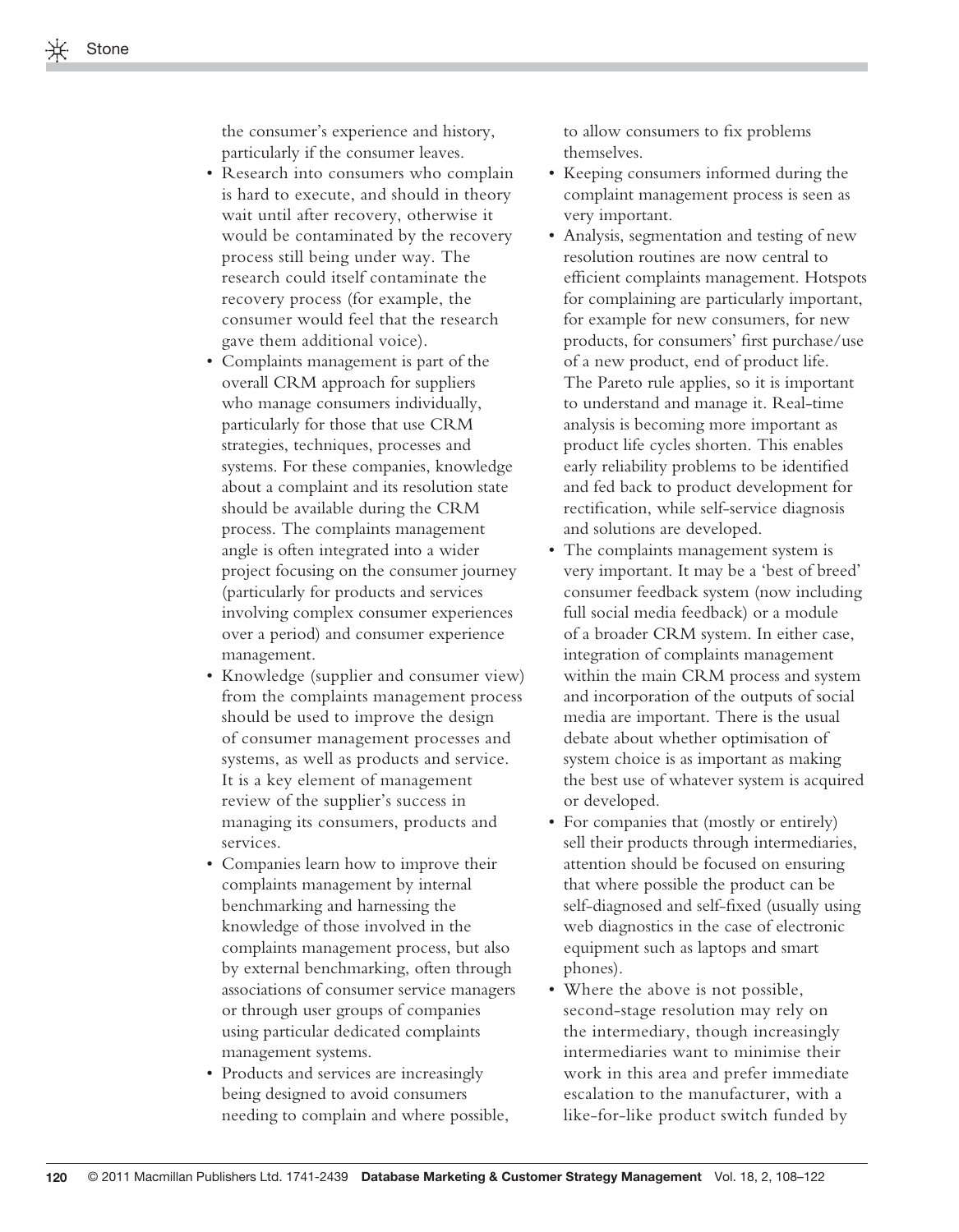the consumer's experience and history, particularly if the consumer leaves.

- Research into consumers who complain is hard to execute, and should in theory wait until after recovery, otherwise it would be contaminated by the recovery process still being under way. The research could itself contaminate the recovery process (for example, the consumer would feel that the research gave them additional voice).
- Complaints management is part of the overall CRM approach for suppliers who manage consumers individually, particularly for those that use CRM strategies, techniques, processes and systems. For these companies, knowledge about a complaint and its resolution state should be available during the CRM process. The complaints management angle is often integrated into a wider project focusing on the consumer journey (particularly for products and services involving complex consumer experiences over a period) and consumer experience management.
- Knowledge (supplier and consumer view) from the complaints management process should be used to improve the design of consumer management processes and systems, as well as products and service. It is a key element of management review of the supplier's success in managing its consumers, products and services.
- Companies learn how to improve their complaints management by internal benchmarking and harnessing the knowledge of those involved in the complaints management process, but also by external benchmarking, often through associations of consumer service managers or through user groups of companies using particular dedicated complaints management systems.
- Products and services are increasingly being designed to avoid consumers needing to complain and where possible, to allow consumers to fix problems themselves.
- Keeping consumers informed during the complaint management process is seen as very important.
- Analysis, segmentation and testing of new resolution routines are now central to efficient complaints management. Hotspots for complaining are particularly important, for example for new consumers, for new products, for consumers' first purchase/use of a new product, end of product life. The Pareto rule applies, so it is important to understand and manage it. Real-time analysis is becoming more important as product life cycles shorten. This enables early reliability problems to be identified and fed back to product development for rectification, while self-service diagnosis and solutions are developed.
- The complaints management system is very important. It may be a 'best of breed' consumer feedback system (now including full social media feedback) or a module of a broader CRM system. In either case, integration of complaints management within the main CRM process and system and incorporation of the outputs of social media are important. There is the usual debate about whether optimisation of system choice is as important as making the best use of whatever system is acquired or developed.
- For companies that (mostly or entirely) sell their products through intermediaries, attention should be focused on ensuring that where possible the product can be self-diagnosed and self-fixed (usually using web diagnostics in the case of electronic equipment such as laptops and smart phones).
- Where the above is not possible, second-stage resolution may rely on the intermediary, though increasingly intermediaries want to minimise their work in this area and prefer immediate escalation to the manufacturer, with a like-for-like product switch funded by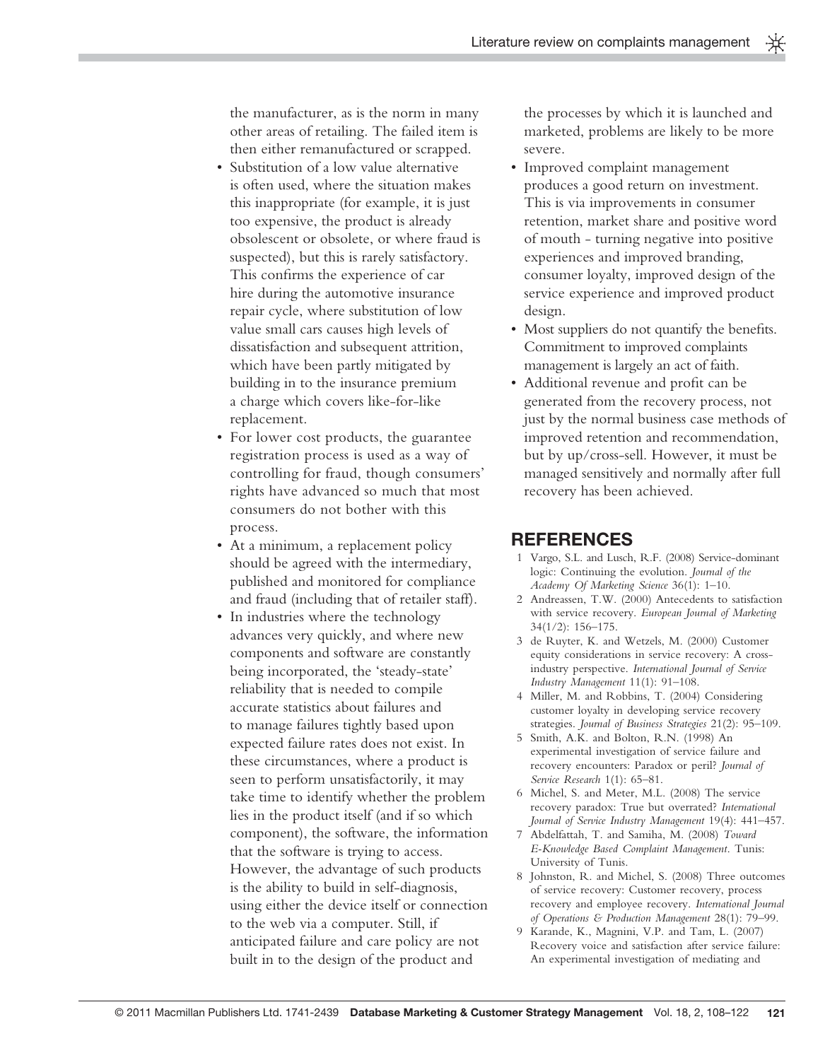the manufacturer, as is the norm in many other areas of retailing. The failed item is then either remanufactured or scrapped.

- Substitution of a low value alternative is often used, where the situation makes this inappropriate (for example, it is just too expensive, the product is already obsolescent or obsolete, or where fraud is suspected), but this is rarely satisfactory. This confirms the experience of car hire during the automotive insurance repair cycle, where substitution of low value small cars causes high levels of dissatisfaction and subsequent attrition, which have been partly mitigated by building in to the insurance premium a charge which covers like-for-like replacement.
- For lower cost products, the guarantee registration process is used as a way of controlling for fraud, though consumers' rights have advanced so much that most consumers do not bother with this process.
- At a minimum, a replacement policy should be agreed with the intermediary, published and monitored for compliance and fraud (including that of retailer staff).
- In industries where the technology advances very quickly, and where new components and software are constantly being incorporated, the 'steady-state' reliability that is needed to compile accurate statistics about failures and to manage failures tightly based upon expected failure rates does not exist. In these circumstances, where a product is seen to perform unsatisfactorily, it may take time to identify whether the problem lies in the product itself (and if so which component), the software, the information that the software is trying to access. However, the advantage of such products is the ability to build in self-diagnosis, using either the device itself or connection to the web via a computer. Still, if anticipated failure and care policy are not built in to the design of the product and the processes by which it is launched and marketed, problems are likely to be more severe.
- Improved complaint management produces a good return on investment. This is via improvements in consumer retention, market share and positive word of mouth - turning negative into positive experiences and improved branding, consumer loyalty, improved design of the service experience and improved product design.
- Most suppliers do not quantify the benefits. Commitment to improved complaints management is largely an act of faith.
- Additional revenue and profit can be generated from the recovery process, not just by the normal business case methods of improved retention and recommendation, but by up/cross-sell. However, it must be managed sensitively and normally after full recovery has been achieved.

## REFERENCES

1. Vargo, S.L. and Lusch, R.F. (2008) Service-dominant logic: Continuing the evolution. *Journal of the Academy Of Marketing Science* 36(1): 1–10.
2. Andreassen, T.W. (2000) Antecedents to satisfaction with service recovery. *European Journal of Marketing* 34(1/2): 156–175.
3. de Ruyter, K. and Wetzels, M. (2000) Customer equity considerations in service recovery: A cross-industry perspective. *International Journal of Service Industry Management* 11(1): 91–108.
4. Miller, M. and Robbins, T. (2004) Considering customer loyalty in developing service recovery strategies. *Journal of Business Strategies* 21(2): 95–109.
5. Smith, A.K. and Bolton, R.N. (1998) An experimental investigation of service failure and recovery encounters: Paradox or peril? *Journal of Service Research* 1(1): 65–81.
6. Michel, S. and Meter, M.L. (2008) The service recovery paradox: True but overrated? *International Journal of Service Industry Management* 19(4): 441–457.
7. Abdelfattah, T. and Samiha, M. (2008) *Toward E-Knowledge Based Complaint Management*. Tunis: University of Tunis.
8. Johnston, R. and Michel, S. (2008) Three outcomes of service recovery: Customer recovery, process recovery and employee recovery. *International Journal of Operations & Production Management* 28(1): 79–99.
9. Karande, K., Magnini, V.P. and Tam, L. (2007) Recovery voice and satisfaction after service failure: An experimental investigation of mediating and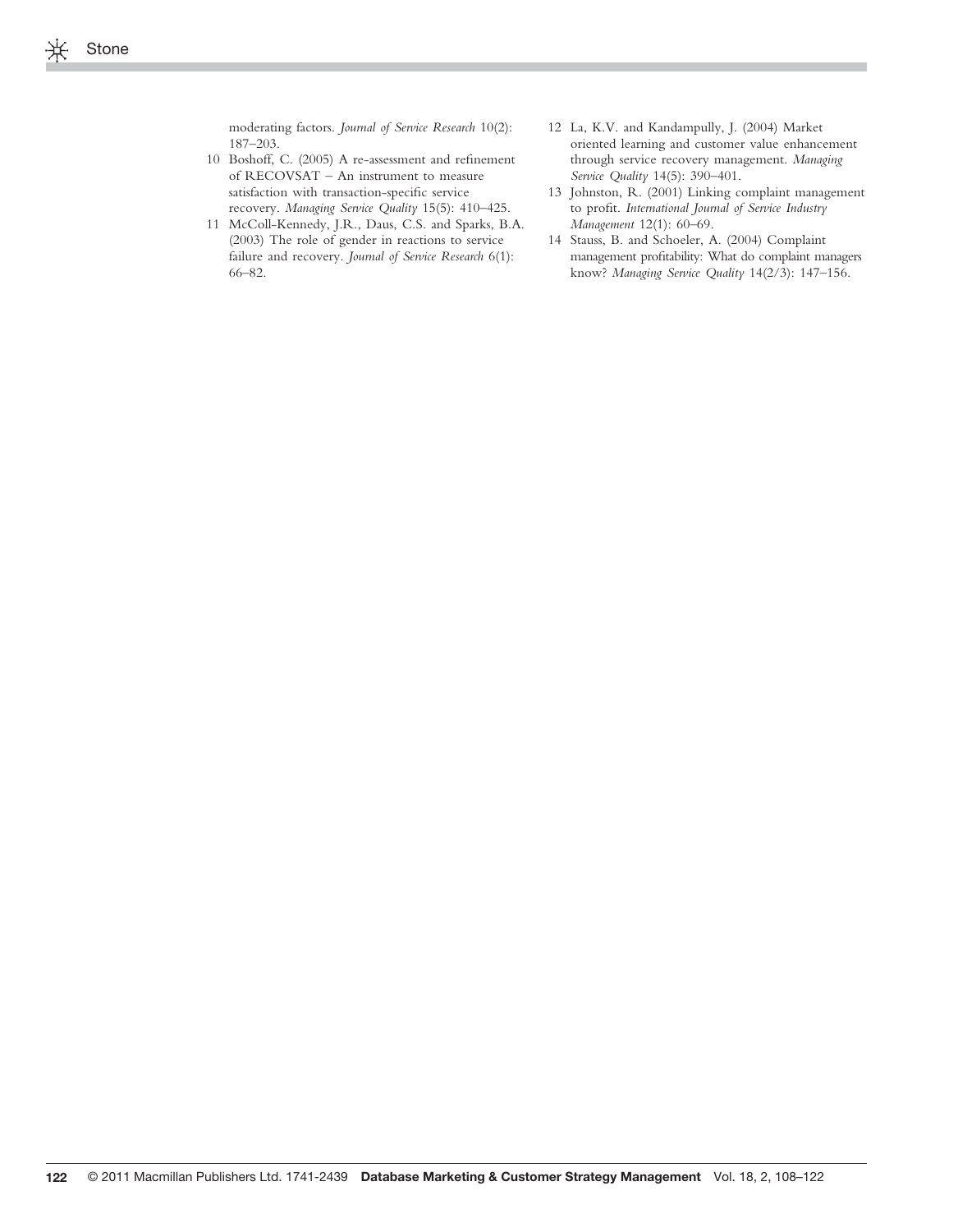moderating factors. *Journal of Service Research* 10(2): 187–203.

10 Boshoff, C. (2005) A re-assessment and refinement of RECOVSAT – An instrument to measure satisfaction with transaction-specific service recovery. *Managing Service Quality* 15(5): 410–425.

11 McColl-Kennedy, J.R., Daus, C.S. and Sparks, B.A. (2003) The role of gender in reactions to service failure and recovery. *Journal of Service Research* 6(1): 66–82.

12 La, K.V. and Kandampully, J. (2004) Market oriented learning and customer value enhancement through service recovery management. *Managing Service Quality* 14(5): 390–401.

13 Johnston, R. (2001) Linking complaint management to profit. *International Journal of Service Industry Management* 12(1): 60–69.

14 Stauss, B. and Schoeler, A. (2004) Complaint management profitability: What do complaint managers know? *Managing Service Quality* 14(2/3): 147–156.